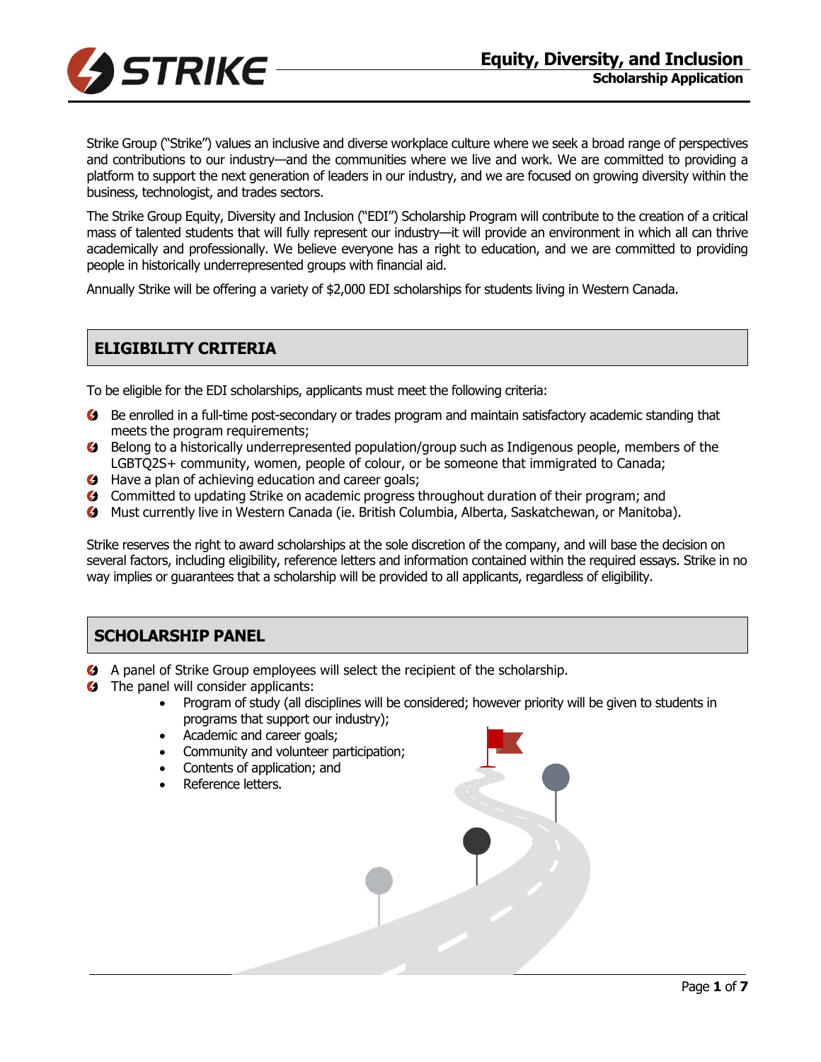# Equity, Diversity, and Inclusion

## Scholarship Application

Strike Group ("Strike") values an inclusive and diverse workplace culture where we seek a broad range of perspectives and contributions to our industry—and the communities where we live and work. We are committed to providing a platform to support the next generation of leaders in our industry, and we are focused on growing diversity within the business, technologist, and trades sectors.

The Strike Group Equity, Diversity and Inclusion ("EDI") Scholarship Program will contribute to the creation of a critical mass of talented students that will fully represent our industry—it will provide an environment in which all can thrive academically and professionally. We believe everyone has a right to education, and we are committed to providing people in historically underrepresented groups with financial aid.

Annually Strike will be offering a variety of $2,000 EDI scholarships for students living in Western Canada.

## ELIGIBILITY CRITERIA

To be eligible for the EDI scholarships, applicants must meet the following criteria:

- Be enrolled in a full-time post-secondary or trades program and maintain satisfactory academic standing that meets the program requirements;
- Belong to a historically underrepresented population/group such as Indigenous people, members of the LGBTQ2S+ community, women, people of colour, or be someone that immigrated to Canada;
- Have a plan of achieving education and career goals;
- Committed to updating Strike on academic progress throughout duration of their program; and
- Must currently live in Western Canada (ie. British Columbia, Alberta, Saskatchewan, or Manitoba).

Strike reserves the right to award scholarships at the sole discretion of the company, and will base the decision on several factors, including eligibility, reference letters and information contained within the required essays. Strike in no way implies or guarantees that a scholarship will be provided to all applicants, regardless of eligibility.

## SCHOLARSHIP PANEL

- A panel of Strike Group employees will select the recipient of the scholarship.
- The panel will consider applicants:
    - Program of study (all disciplines will be considered; however priority will be given to students in programs that support our industry);
    - Academic and career goals;
    - Community and volunteer participation;
    - Contents of application; and
    - Reference letters.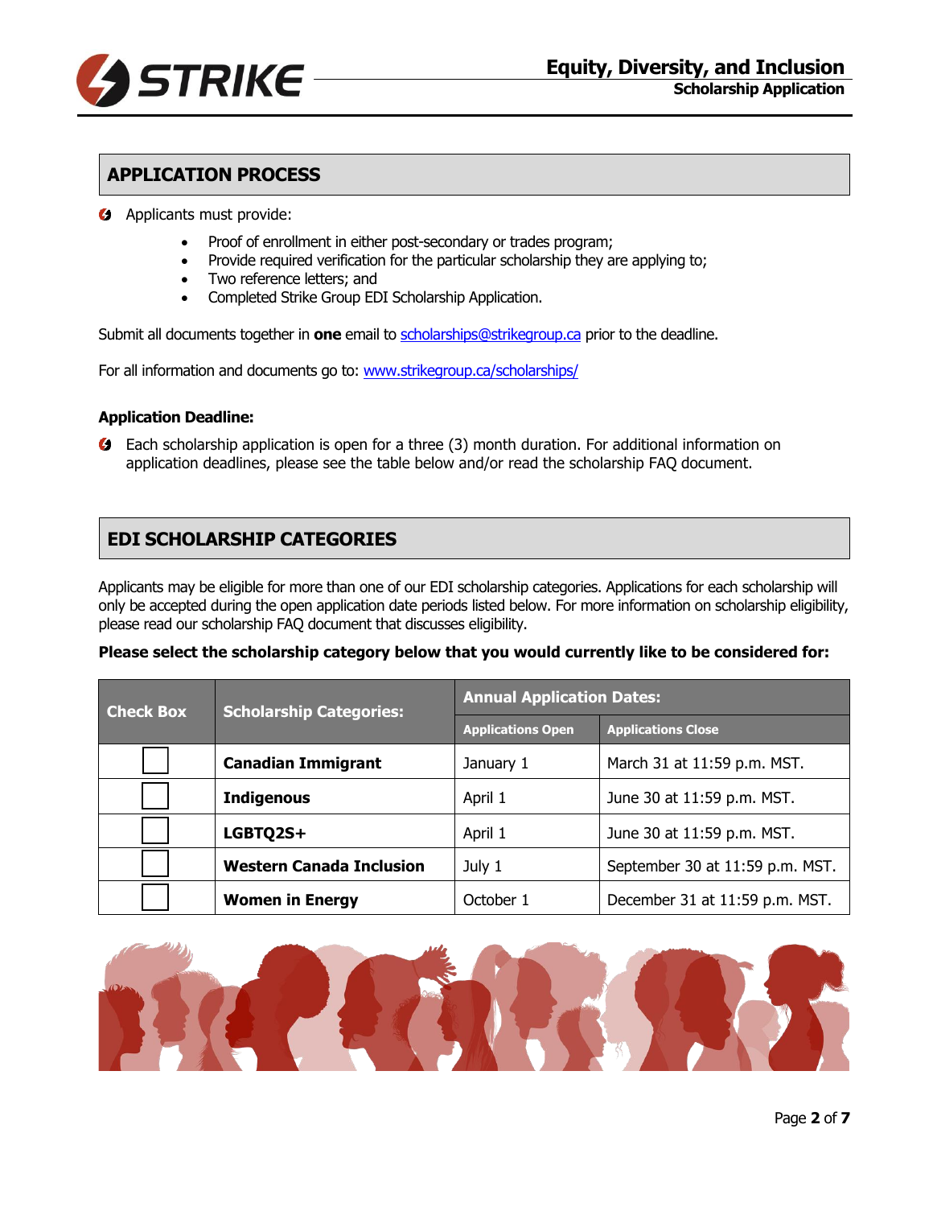## APPLICATION PROCESS

- Applicants must provide:
  - Proof of enrollment in either post-secondary or trades program;
  - Provide required verification for the particular scholarship they are applying to;
  - Two reference letters; and
  - Completed Strike Group EDI Scholarship Application.

Submit all documents together in **one** email to scholarships@strikegroup.ca prior to the deadline.

For all information and documents go to: www.strikegroup.ca/scholarships/

**Application Deadline:**

- Each scholarship application is open for a three (3) month duration. For additional information on application deadlines, please see the table below and/or read the scholarship FAQ document.

## EDI SCHOLARSHIP CATEGORIES

Applicants may be eligible for more than one of our EDI scholarship categories. Applications for each scholarship will only be accepted during the open application date periods listed below. For more information on scholarship eligibility, please read our scholarship FAQ document that discusses eligibility.

**Please select the scholarship category below that you would currently like to be considered for:**

| Check Box | Scholarship Categories: | Annual Application Dates: | |
|---|---|---|---|
| | | Applications Open | Applications Close |
| ☐ | **Canadian Immigrant** | January 1 | March 31 at 11:59 p.m. MST. |
| ☐ | **Indigenous** | April 1 | June 30 at 11:59 p.m. MST. |
| ☐ | **LGBTQ2S+** | April 1 | June 30 at 11:59 p.m. MST. |
| ☐ | **Western Canada Inclusion** | July 1 | September 30 at 11:59 p.m. MST. |
| ☐ | **Women in Energy** | October 1 | December 31 at 11:59 p.m. MST. |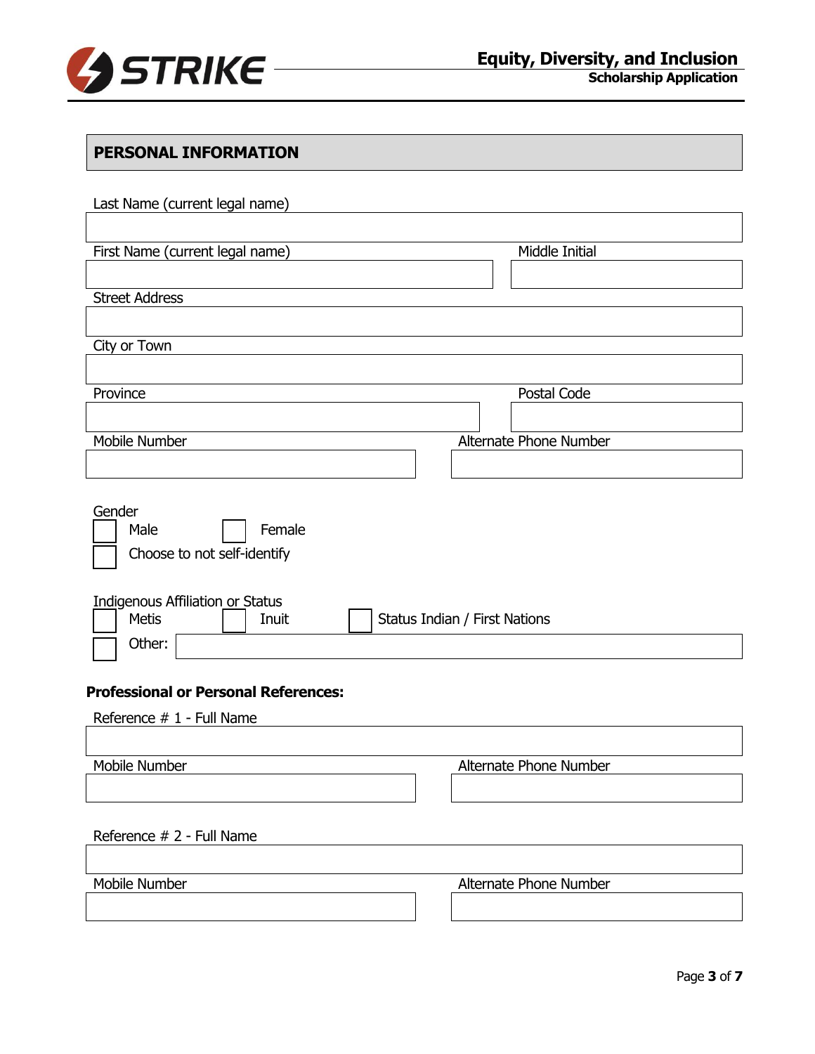## PERSONAL INFORMATION

Last Name (current legal name)

First Name (current legal name) | Middle Initial

Street Address

City or Town

Province | Postal Code

Mobile Number | Alternate Phone Number

Gender

- ☐ Male
- ☐ Female
- ☐ Choose to not self-identify

Indigenous Affiliation or Status

- ☐ Metis
- ☐ Inuit
- ☐ Status Indian / First Nations
- ☐ Other:

**Professional or Personal References:**

Reference # 1 - Full Name

Mobile Number | Alternate Phone Number

Reference # 2 - Full Name

Mobile Number | Alternate Phone Number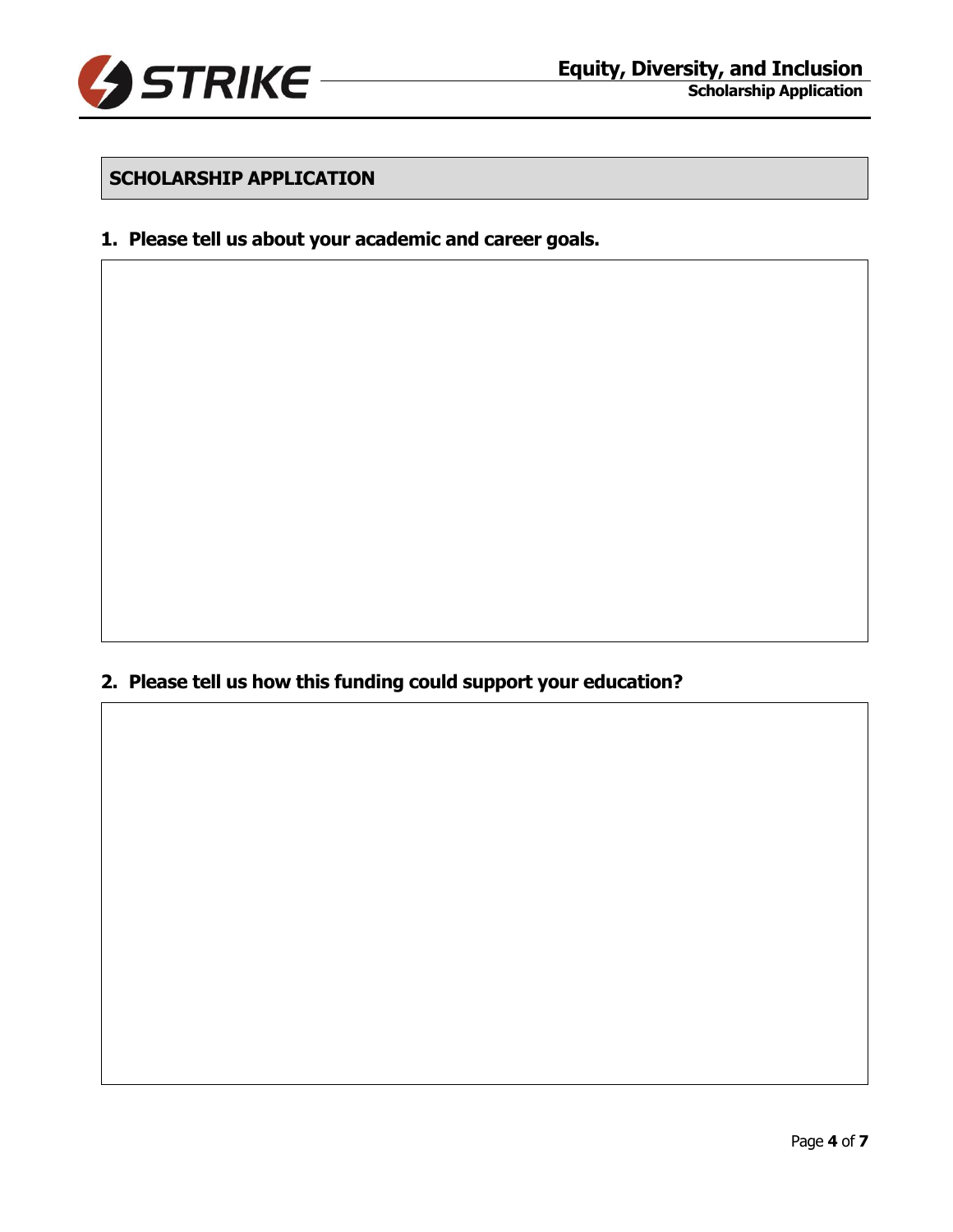## SCHOLARSHIP APPLICATION

1. **Please tell us about your academic and career goals.**

2. **Please tell us how this funding could support your education?**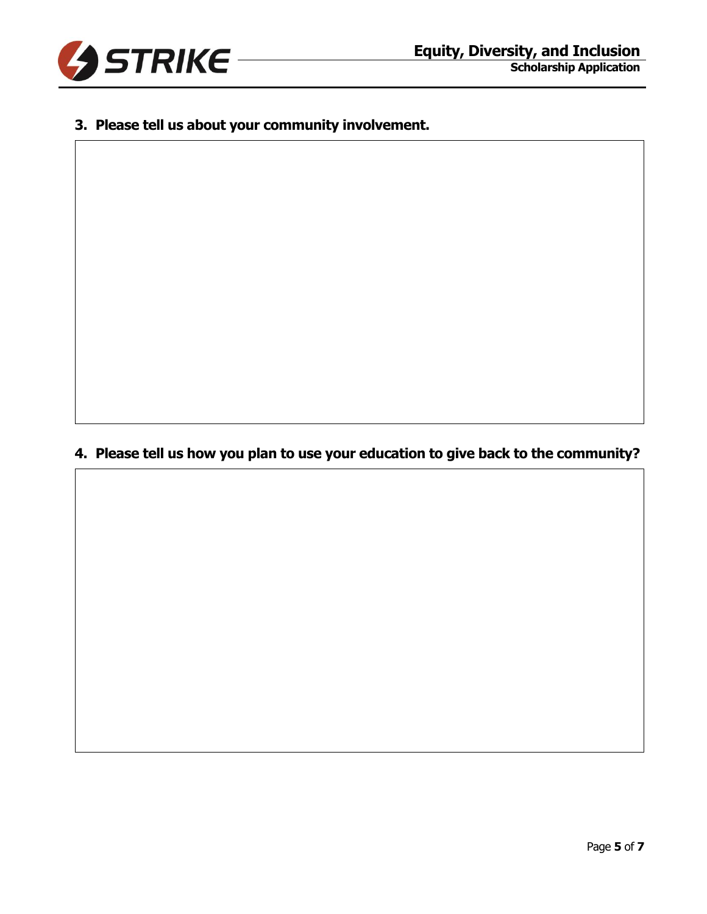3. **Please tell us about your community involvement.**

4. **Please tell us how you plan to use your education to give back to the community?**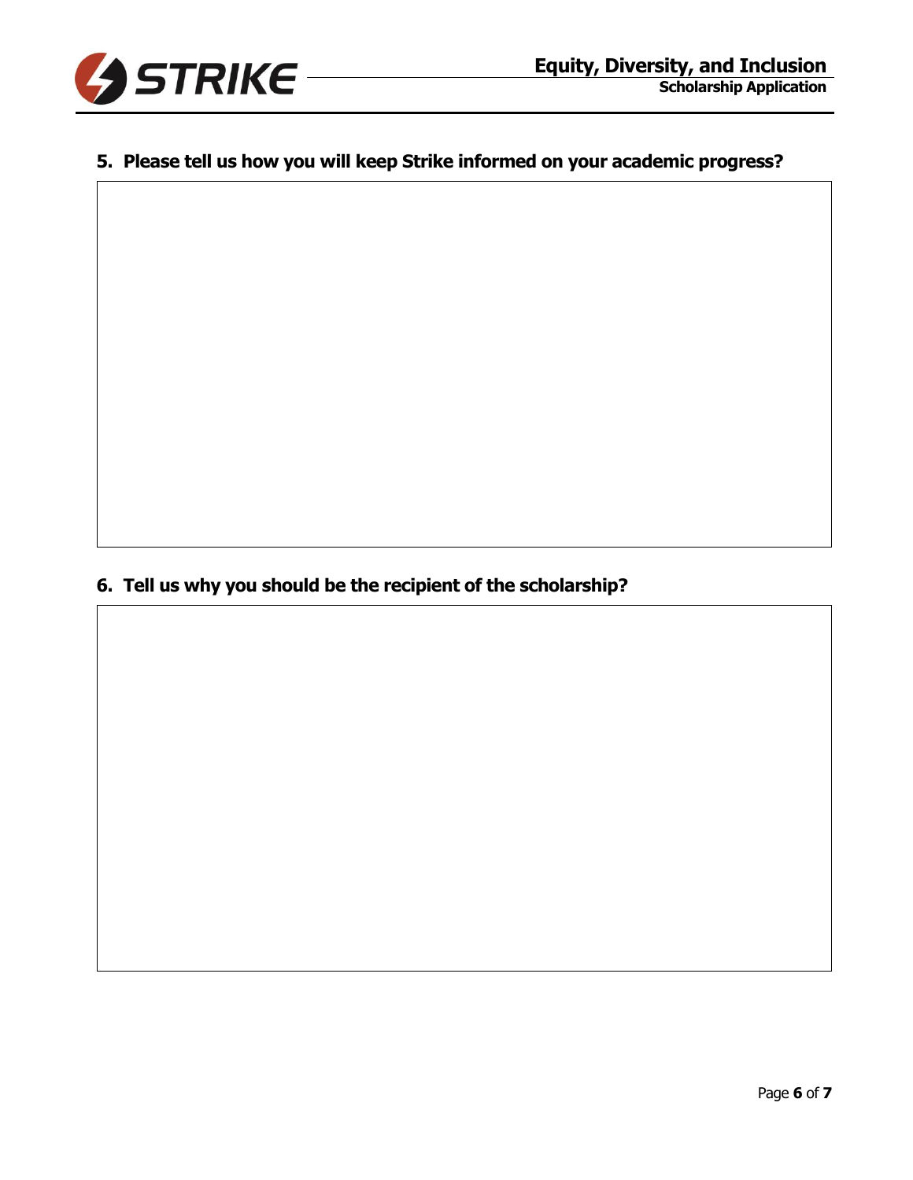5. **Please tell us how you will keep Strike informed on your academic progress?**

6. **Tell us why you should be the recipient of the scholarship?**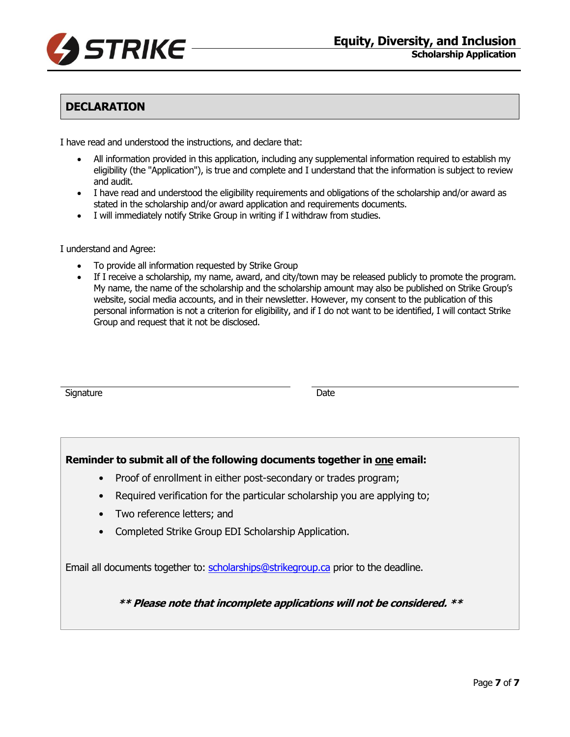## DECLARATION

I have read and understood the instructions, and declare that:

- All information provided in this application, including any supplemental information required to establish my eligibility (the "Application"), is true and complete and I understand that the information is subject to review and audit.
- I have read and understood the eligibility requirements and obligations of the scholarship and/or award as stated in the scholarship and/or award application and requirements documents.
- I will immediately notify Strike Group in writing if I withdraw from studies.

I understand and Agree:

- To provide all information requested by Strike Group
- If I receive a scholarship, my name, award, and city/town may be released publicly to promote the program. My name, the name of the scholarship and the scholarship amount may also be published on Strike Group's website, social media accounts, and in their newsletter. However, my consent to the publication of this personal information is not a criterion for eligibility, and if I do not want to be identified, I will contact Strike Group and request that it not be disclosed.

Signature ______________________ Date ______________________

**Reminder to submit all of the following documents together in one email:**

- Proof of enrollment in either post-secondary or trades program;
- Required verification for the particular scholarship you are applying to;
- Two reference letters; and
- Completed Strike Group EDI Scholarship Application.

Email all documents together to: scholarships@strikegroup.ca prior to the deadline.

***\*\* Please note that incomplete applications will not be considered. \*\****